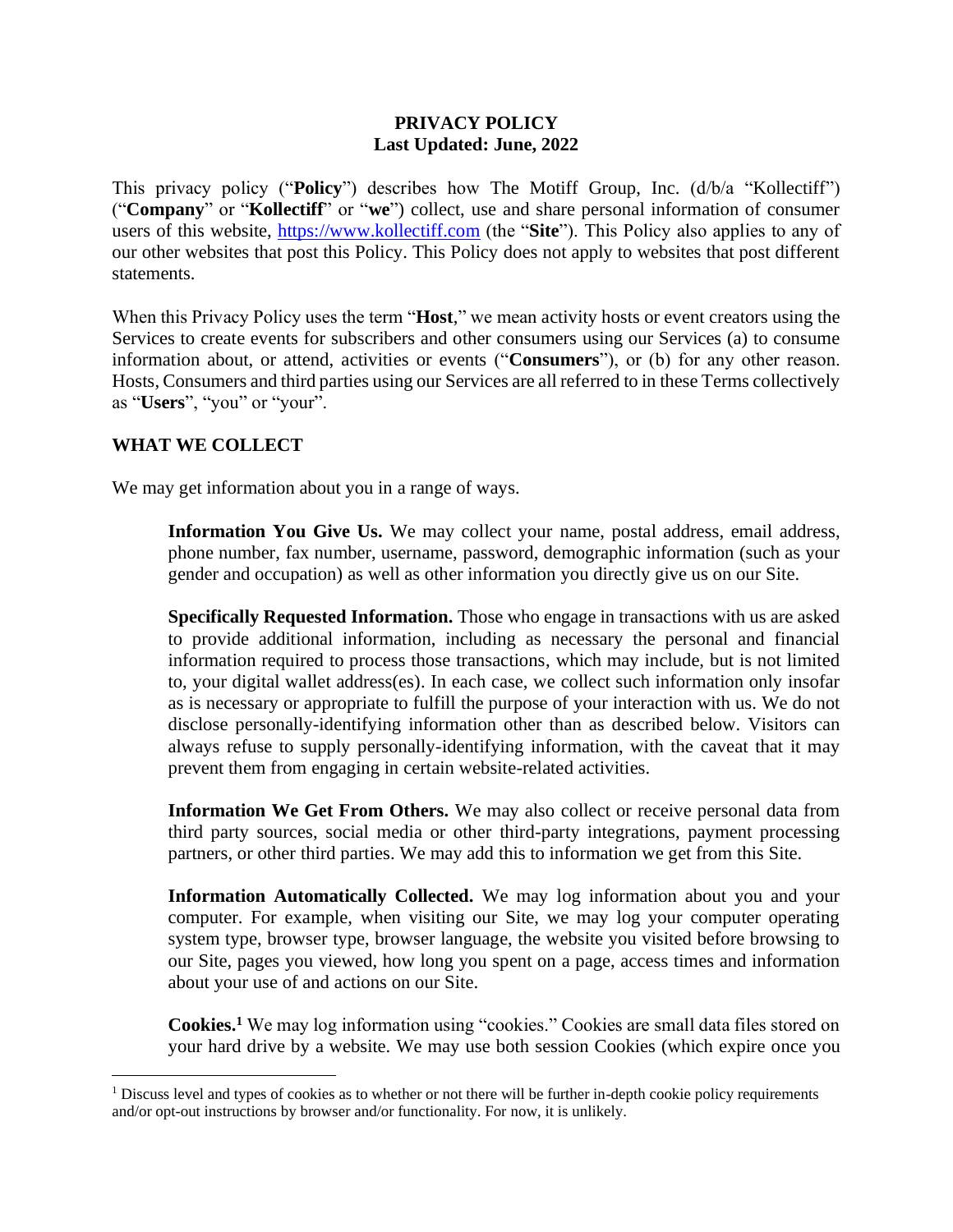# PRIVACY POLICY
**Last Updated: June, 2022**

This privacy policy ("**Policy**") describes how The Motiff Group, Inc. (d/b/a "Kollectiff") ("**Company**" or "**Kollectiff**" or "**we**") collect, use and share personal information of consumer users of this website, [https://www.kollectiff.com](https://www.kollectiff.com) (the "**Site**"). This Policy also applies to any of our other websites that post this Policy. This Policy does not apply to websites that post different statements.

When this Privacy Policy uses the term "**Host**," we mean activity hosts or event creators using the Services to create events for subscribers and other consumers using our Services (a) to consume information about, or attend, activities or events ("**Consumers**"), or (b) for any other reason. Hosts, Consumers and third parties using our Services are all referred to in these Terms collectively as "**Users**", "you" or "your".

## WHAT WE COLLECT

We may get information about you in a range of ways.

**Information You Give Us.** We may collect your name, postal address, email address, phone number, fax number, username, password, demographic information (such as your gender and occupation) as well as other information you directly give us on our Site.

**Specifically Requested Information.** Those who engage in transactions with us are asked to provide additional information, including as necessary the personal and financial information required to process those transactions, which may include, but is not limited to, your digital wallet address(es). In each case, we collect such information only insofar as is necessary or appropriate to fulfill the purpose of your interaction with us. We do not disclose personally-identifying information other than as described below. Visitors can always refuse to supply personally-identifying information, with the caveat that it may prevent them from engaging in certain website-related activities.

**Information We Get From Others.** We may also collect or receive personal data from third party sources, social media or other third-party integrations, payment processing partners, or other third parties. We may add this to information we get from this Site.

**Information Automatically Collected.** We may log information about you and your computer. For example, when visiting our Site, we may log your computer operating system type, browser type, browser language, the website you visited before browsing to our Site, pages you viewed, how long you spent on a page, access times and information about your use of and actions on our Site.

**Cookies.**[1] We may log information using "cookies." Cookies are small data files stored on your hard drive by a website. We may use both session Cookies (which expire once you

[1] Discuss level and types of cookies as to whether or not there will be further in-depth cookie policy requirements and/or opt-out instructions by browser and/or functionality. For now, it is unlikely.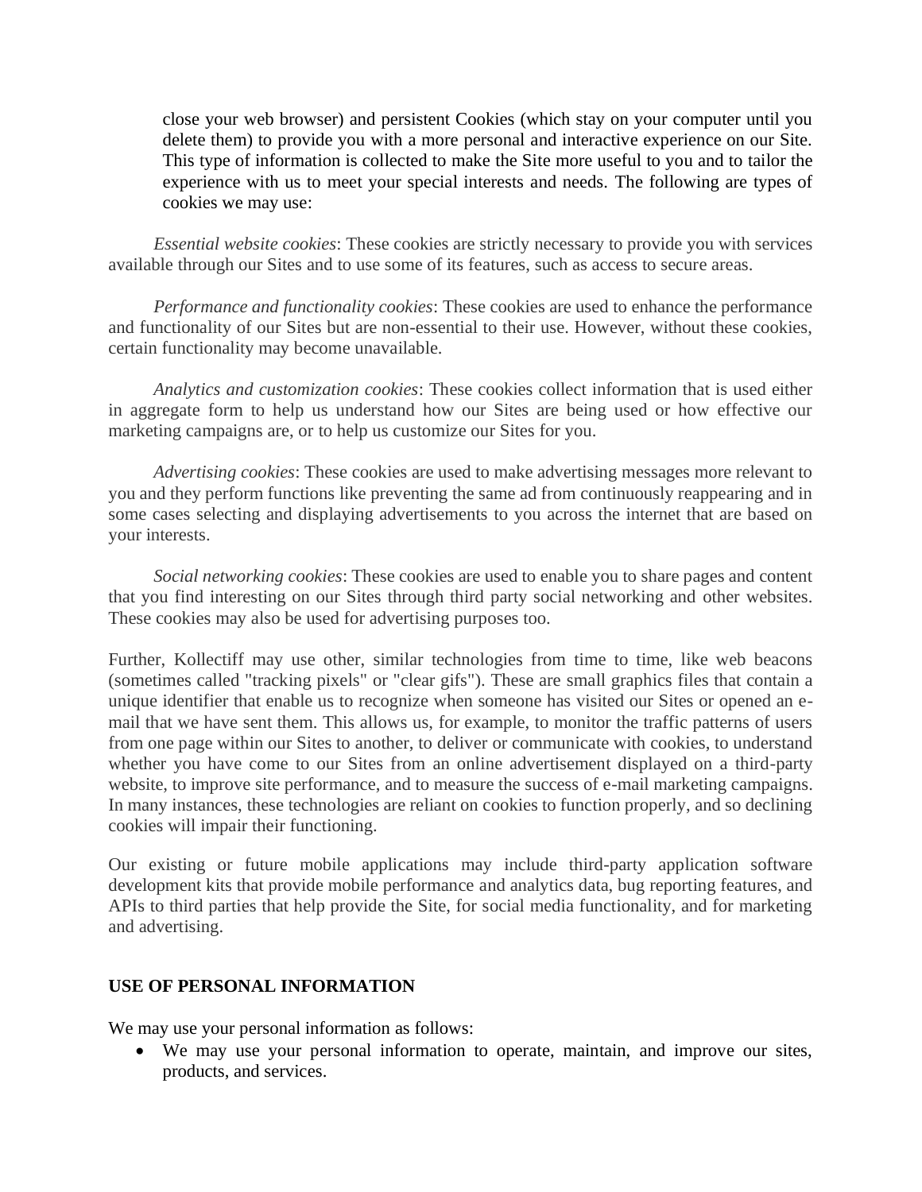close your web browser) and persistent Cookies (which stay on your computer until you delete them) to provide you with a more personal and interactive experience on our Site. This type of information is collected to make the Site more useful to you and to tailor the experience with us to meet your special interests and needs. The following are types of cookies we may use:

*Essential website cookies*: These cookies are strictly necessary to provide you with services available through our Sites and to use some of its features, such as access to secure areas.

*Performance and functionality cookies*: These cookies are used to enhance the performance and functionality of our Sites but are non-essential to their use. However, without these cookies, certain functionality may become unavailable.

*Analytics and customization cookies*: These cookies collect information that is used either in aggregate form to help us understand how our Sites are being used or how effective our marketing campaigns are, or to help us customize our Sites for you.

*Advertising cookies*: These cookies are used to make advertising messages more relevant to you and they perform functions like preventing the same ad from continuously reappearing and in some cases selecting and displaying advertisements to you across the internet that are based on your interests.

*Social networking cookies*: These cookies are used to enable you to share pages and content that you find interesting on our Sites through third party social networking and other websites. These cookies may also be used for advertising purposes too.

Further, Kollectiff may use other, similar technologies from time to time, like web beacons (sometimes called "tracking pixels" or "clear gifs"). These are small graphics files that contain a unique identifier that enable us to recognize when someone has visited our Sites or opened an e-mail that we have sent them. This allows us, for example, to monitor the traffic patterns of users from one page within our Sites to another, to deliver or communicate with cookies, to understand whether you have come to our Sites from an online advertisement displayed on a third-party website, to improve site performance, and to measure the success of e-mail marketing campaigns. In many instances, these technologies are reliant on cookies to function properly, and so declining cookies will impair their functioning.

Our existing or future mobile applications may include third-party application software development kits that provide mobile performance and analytics data, bug reporting features, and APIs to third parties that help provide the Site, for social media functionality, and for marketing and advertising.

**USE OF PERSONAL INFORMATION**

We may use your personal information as follows:

- We may use your personal information to operate, maintain, and improve our sites, products, and services.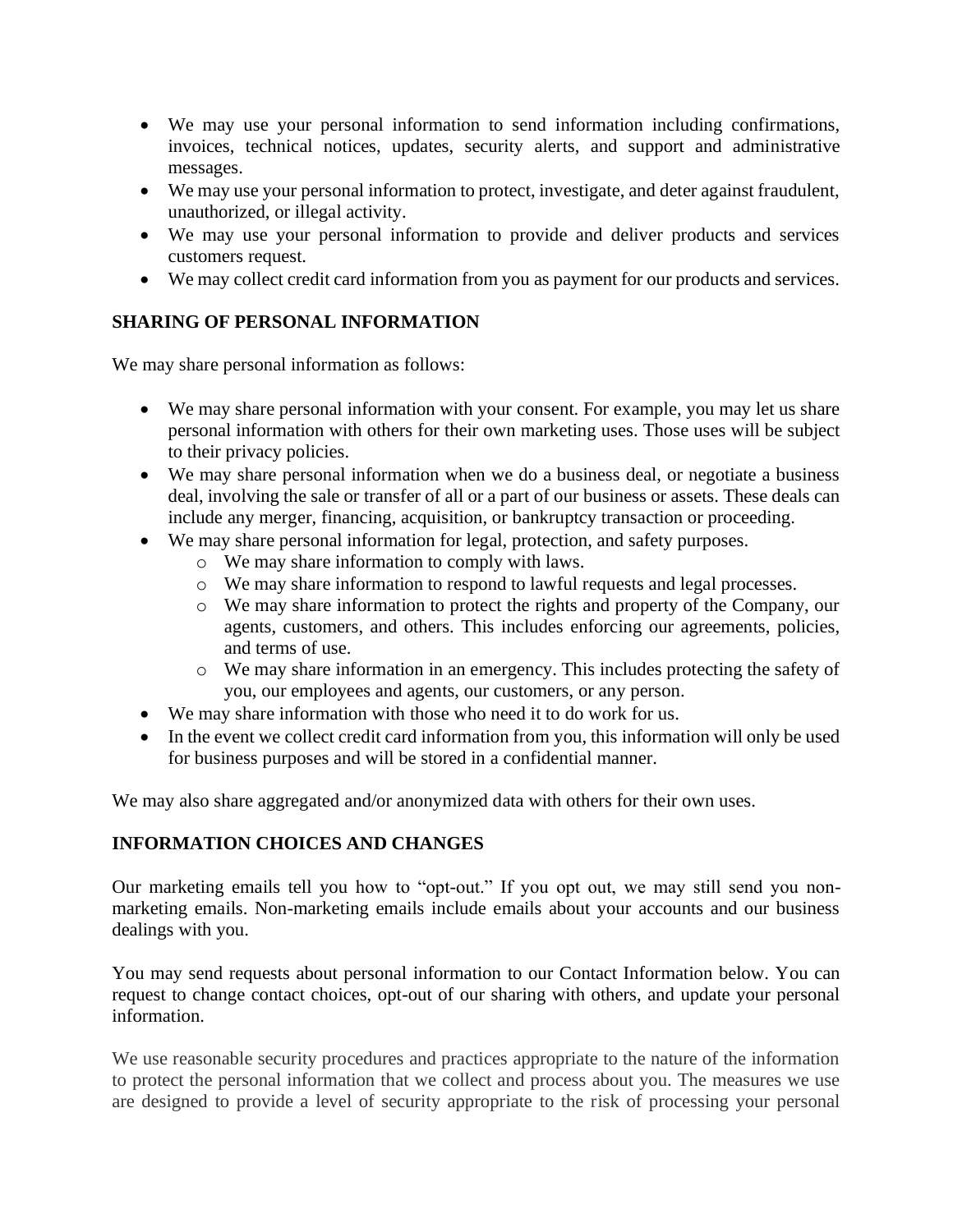- We may use your personal information to send information including confirmations, invoices, technical notices, updates, security alerts, and support and administrative messages.
- We may use your personal information to protect, investigate, and deter against fraudulent, unauthorized, or illegal activity.
- We may use your personal information to provide and deliver products and services customers request.
- We may collect credit card information from you as payment for our products and services.

## SHARING OF PERSONAL INFORMATION

We may share personal information as follows:

- We may share personal information with your consent. For example, you may let us share personal information with others for their own marketing uses. Those uses will be subject to their privacy policies.
- We may share personal information when we do a business deal, or negotiate a business deal, involving the sale or transfer of all or a part of our business or assets. These deals can include any merger, financing, acquisition, or bankruptcy transaction or proceeding.
- We may share personal information for legal, protection, and safety purposes.
    - We may share information to comply with laws.
    - We may share information to respond to lawful requests and legal processes.
    - We may share information to protect the rights and property of the Company, our agents, customers, and others. This includes enforcing our agreements, policies, and terms of use.
    - We may share information in an emergency. This includes protecting the safety of you, our employees and agents, our customers, or any person.
- We may share information with those who need it to do work for us.
- In the event we collect credit card information from you, this information will only be used for business purposes and will be stored in a confidential manner.

We may also share aggregated and/or anonymized data with others for their own uses.

## INFORMATION CHOICES AND CHANGES

Our marketing emails tell you how to "opt-out." If you opt out, we may still send you non-marketing emails. Non-marketing emails include emails about your accounts and our business dealings with you.

You may send requests about personal information to our Contact Information below. You can request to change contact choices, opt-out of our sharing with others, and update your personal information.

We use reasonable security procedures and practices appropriate to the nature of the information to protect the personal information that we collect and process about you. The measures we use are designed to provide a level of security appropriate to the risk of processing your personal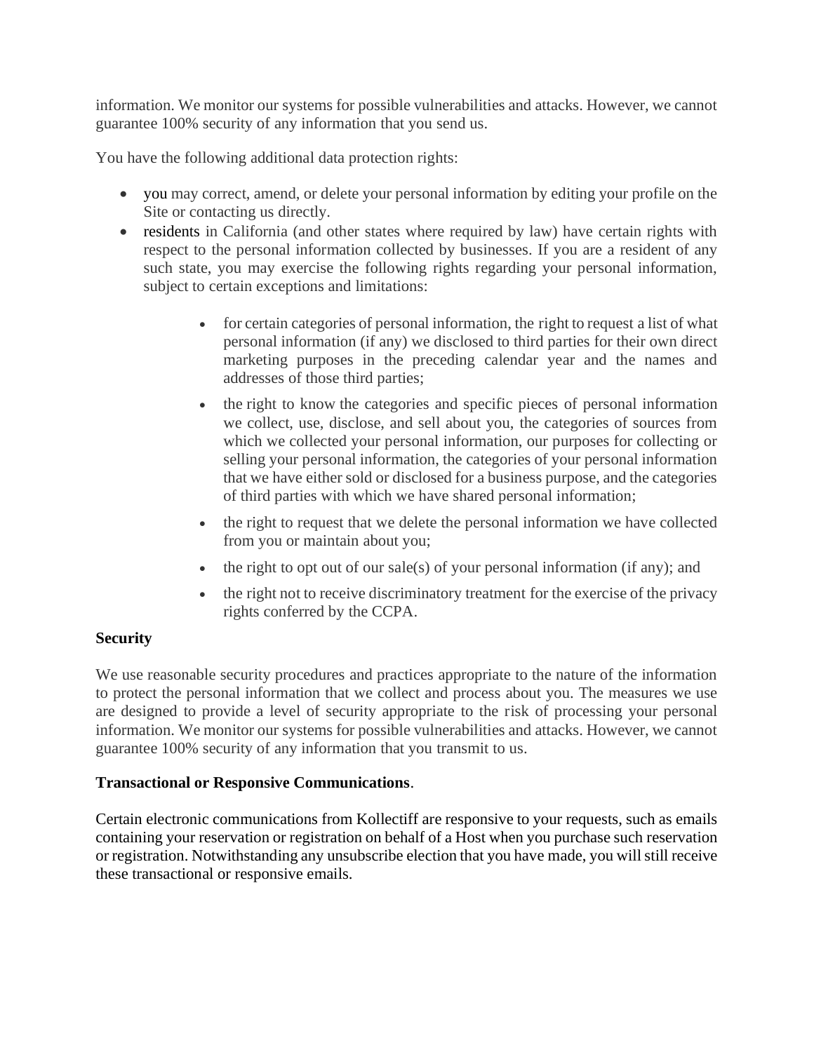information. We monitor our systems for possible vulnerabilities and attacks. However, we cannot guarantee 100% security of any information that you send us.

You have the following additional data protection rights:

- you may correct, amend, or delete your personal information by editing your profile on the Site or contacting us directly.
- residents in California (and other states where required by law) have certain rights with respect to the personal information collected by businesses. If you are a resident of any such state, you may exercise the following rights regarding your personal information, subject to certain exceptions and limitations:
    - for certain categories of personal information, the right to request a list of what personal information (if any) we disclosed to third parties for their own direct marketing purposes in the preceding calendar year and the names and addresses of those third parties;
    - the right to know the categories and specific pieces of personal information we collect, use, disclose, and sell about you, the categories of sources from which we collected your personal information, our purposes for collecting or selling your personal information, the categories of your personal information that we have either sold or disclosed for a business purpose, and the categories of third parties with which we have shared personal information;
    - the right to request that we delete the personal information we have collected from you or maintain about you;
    - the right to opt out of our sale(s) of your personal information (if any); and
    - the right not to receive discriminatory treatment for the exercise of the privacy rights conferred by the CCPA.

**Security**

We use reasonable security procedures and practices appropriate to the nature of the information to protect the personal information that we collect and process about you. The measures we use are designed to provide a level of security appropriate to the risk of processing your personal information. We monitor our systems for possible vulnerabilities and attacks. However, we cannot guarantee 100% security of any information that you transmit to us.

**Transactional or Responsive Communications**.

Certain electronic communications from Kollectiff are responsive to your requests, such as emails containing your reservation or registration on behalf of a Host when you purchase such reservation or registration. Notwithstanding any unsubscribe election that you have made, you will still receive these transactional or responsive emails.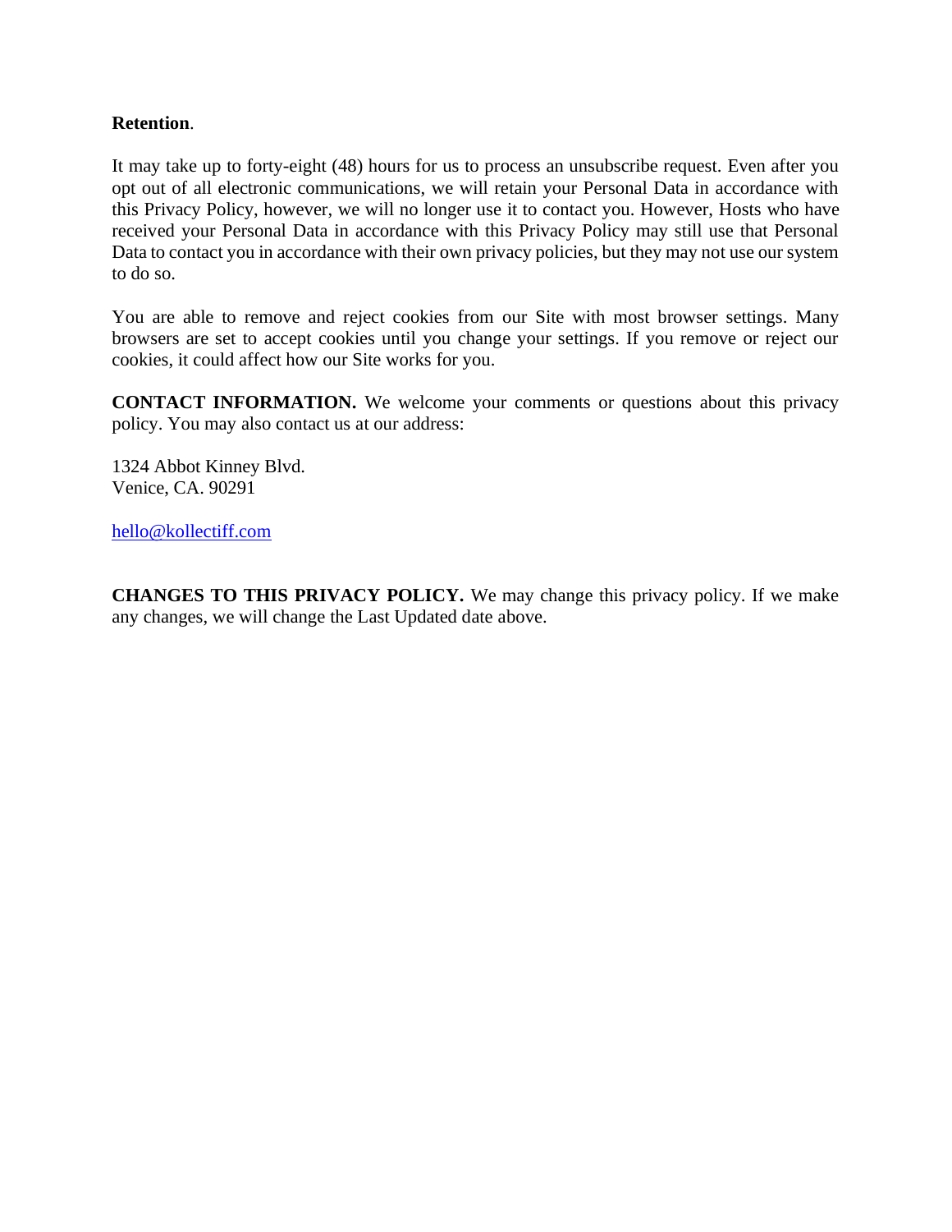**Retention**.

It may take up to forty-eight (48) hours for us to process an unsubscribe request. Even after you opt out of all electronic communications, we will retain your Personal Data in accordance with this Privacy Policy, however, we will no longer use it to contact you. However, Hosts who have received your Personal Data in accordance with this Privacy Policy may still use that Personal Data to contact you in accordance with their own privacy policies, but they may not use our system to do so.

You are able to remove and reject cookies from our Site with most browser settings. Many browsers are set to accept cookies until you change your settings. If you remove or reject our cookies, it could affect how our Site works for you.

**CONTACT INFORMATION.** We welcome your comments or questions about this privacy policy. You may also contact us at our address:

1324 Abbot Kinney Blvd.
Venice, CA. 90291

hello@kollectiff.com

**CHANGES TO THIS PRIVACY POLICY.** We may change this privacy policy. If we make any changes, we will change the Last Updated date above.